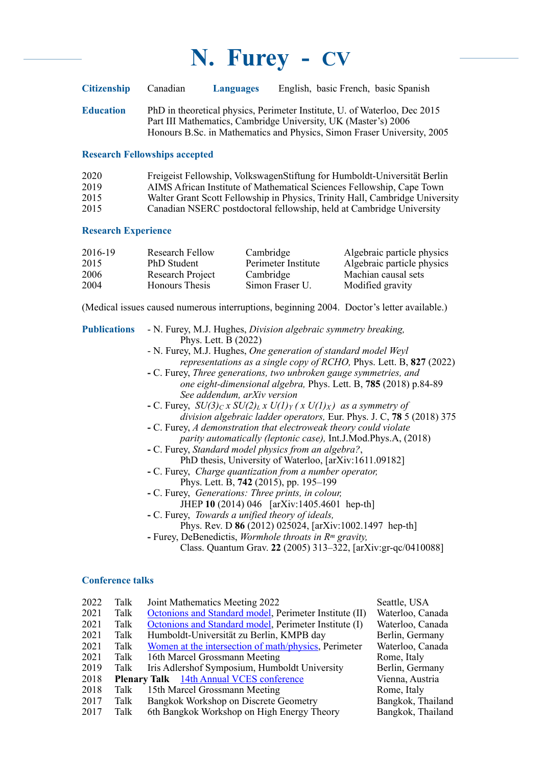# N. Furey - CV

**Citizenship** Canadian **Languages** English, basic French, basic Spanish

**Education**
PhD in theoretical physics, Perimeter Institute, U. of Waterloo, Dec 2015
Part III Mathematics, Cambridge University, UK (Master's) 2006
Honours B.Sc. in Mathematics and Physics, Simon Fraser University, 2005

## Research Fellowships accepted

| | |
|---|---|
| 2020 | Freigeist Fellowship, VolkswagenStiftung for Humboldt-Universität Berlin |
| 2019 | AIMS African Institute of Mathematical Sciences Fellowship, Cape Town |
| 2015 | Walter Grant Scott Fellowship in Physics, Trinity Hall, Cambridge University |
| 2015 | Canadian NSERC postdoctoral fellowship, held at Cambridge University |

## Research Experience

| | | | |
|---|---|---|---|
| 2016-19 | Research Fellow | Cambridge | Algebraic particle physics |
| 2015 | PhD Student | Perimeter Institute | Algebraic particle physics |
| 2006 | Research Project | Cambridge | Machian causal sets |
| 2004 | Honours Thesis | Simon Fraser U. | Modified gravity |

(Medical issues caused numerous interruptions, beginning 2004. Doctor's letter available.)

## Publications

- N. Furey, M.J. Hughes, *Division algebraic symmetry breaking,* Phys. Lett. B (2022)
- N. Furey, M.J. Hughes, *One generation of standard model Weyl representations as a single copy of RCHO,* Phys. Lett. B, **827** (2022)
- C. Furey, *Three generations, two unbroken gauge symmetries, and one eight-dimensional algebra,* Phys. Lett. B, **785** (2018) p.84-89 *See addendum, arXiv version*
- C. Furey, *$SU(3)_C \times SU(2)_L \times U(1)_Y$ ( $\times U(1)_X$ ) as a symmetry of division algebraic ladder operators,* Eur. Phys. J. C, **78** 5 (2018) 375
- C. Furey, *A demonstration that electroweak theory could violate parity automatically (leptonic case),* Int.J.Mod.Phys.A, (2018)
- C. Furey, *Standard model physics from an algebra?*, PhD thesis, University of Waterloo, [arXiv:1611.09182]
- C. Furey, *Charge quantization from a number operator,* Phys. Lett. B, **742** (2015), pp. 195–199
- C. Furey, *Generations: Three prints, in colour,* JHEP **10** (2014) 046 [arXiv:1405.4601 hep-th]
- C. Furey, *Towards a unified theory of ideals,* Phys. Rev. D **86** (2012) 025024, [arXiv:1002.1497 hep-th]
- Furey, DeBenedictis, *Wormhole throats in $R^m$ gravity,* Class. Quantum Grav. **22** (2005) 313–322, [arXiv:gr-qc/0410088]

## Conference talks

| | | | |
|---|---|---|---|
| 2022 | Talk | Joint Mathematics Meeting 2022 | Seattle, USA |
| 2021 | Talk | Octonions and Standard model, Perimeter Institute (II) | Waterloo, Canada |
| 2021 | Talk | Octonions and Standard model, Perimeter Institute (I) | Waterloo, Canada |
| 2021 | Talk | Humboldt-Universität zu Berlin, KMPB day | Berlin, Germany |
| 2021 | Talk | Women at the intersection of math/physics, Perimeter | Waterloo, Canada |
| 2021 | Talk | 16th Marcel Grossmann Meeting | Rome, Italy |
| 2019 | Talk | Iris Adlershof Symposium, Humboldt University | Berlin, Germany |
| 2018 | **Plenary Talk** | 14th Annual VCES conference | Vienna, Austria |
| 2018 | Talk | 15th Marcel Grossmann Meeting | Rome, Italy |
| 2017 | Talk | Bangkok Workshop on Discrete Geometry | Bangkok, Thailand |
| 2017 | Talk | 6th Bangkok Workshop on High Energy Theory | Bangkok, Thailand |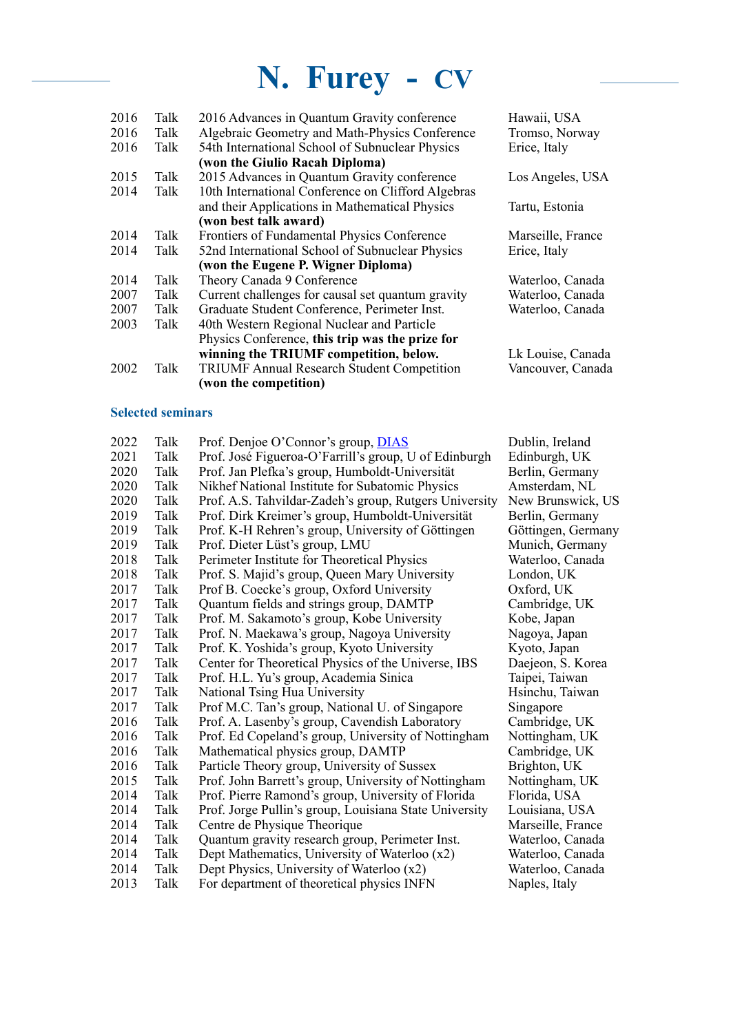# N. Furey - CV

| | | | |
|---|---|---|---|
| 2016 | Talk | 2016 Advances in Quantum Gravity conference | Hawaii, USA |
| 2016 | Talk | Algebraic Geometry and Math-Physics Conference | Tromso, Norway |
| 2016 | Talk | 54th International School of Subnuclear Physics **(won the Giulio Racah Diploma)** | Erice, Italy |
| 2015 | Talk | 2015 Advances in Quantum Gravity conference | Los Angeles, USA |
| 2014 | Talk | 10th International Conference on Clifford Algebras and their Applications in Mathematical Physics **(won best talk award)** | Tartu, Estonia |
| 2014 | Talk | Frontiers of Fundamental Physics Conference | Marseille, France |
| 2014 | Talk | 52nd International School of Subnuclear Physics **(won the Eugene P. Wigner Diploma)** | Erice, Italy |
| 2014 | Talk | Theory Canada 9 Conference | Waterloo, Canada |
| 2007 | Talk | Current challenges for causal set quantum gravity | Waterloo, Canada |
| 2007 | Talk | Graduate Student Conference, Perimeter Inst. | Waterloo, Canada |
| 2003 | Talk | 40th Western Regional Nuclear and Particle Physics Conference, **this trip was the prize for winning the TRIUMF competition, below.** | Lk Louise, Canada |
| 2002 | Talk | TRIUMF Annual Research Student Competition **(won the competition)** | Vancouver, Canada |

## Selected seminars

| | | | |
|---|---|---|---|
| 2022 | Talk | Prof. Denjoe O'Connor's group, DIAS | Dublin, Ireland |
| 2021 | Talk | Prof. José Figueroa-O'Farrill's group, U of Edinburgh | Edinburgh, UK |
| 2020 | Talk | Prof. Jan Plefka's group, Humboldt-Universität | Berlin, Germany |
| 2020 | Talk | Nikhef National Institute for Subatomic Physics | Amsterdam, NL |
| 2020 | Talk | Prof. A.S. Tahvildar-Zadeh's group, Rutgers University | New Brunswick, US |
| 2019 | Talk | Prof. Dirk Kreimer's group, Humboldt-Universität | Berlin, Germany |
| 2019 | Talk | Prof. K-H Rehren's group, University of Göttingen | Göttingen, Germany |
| 2019 | Talk | Prof. Dieter Lüst's group, LMU | Munich, Germany |
| 2018 | Talk | Perimeter Institute for Theoretical Physics | Waterloo, Canada |
| 2018 | Talk | Prof. S. Majid's group, Queen Mary University | London, UK |
| 2017 | Talk | Prof B. Coecke's group, Oxford University | Oxford, UK |
| 2017 | Talk | Quantum fields and strings group, DAMTP | Cambridge, UK |
| 2017 | Talk | Prof. M. Sakamoto's group, Kobe University | Kobe, Japan |
| 2017 | Talk | Prof. N. Maekawa's group, Nagoya University | Nagoya, Japan |
| 2017 | Talk | Prof. K. Yoshida's group, Kyoto University | Kyoto, Japan |
| 2017 | Talk | Center for Theoretical Physics of the Universe, IBS | Daejeon, S. Korea |
| 2017 | Talk | Prof. H.L. Yu's group, Academia Sinica | Taipei, Taiwan |
| 2017 | Talk | National Tsing Hua University | Hsinchu, Taiwan |
| 2017 | Talk | Prof M.C. Tan's group, National U. of Singapore | Singapore |
| 2016 | Talk | Prof. A. Lasenby's group, Cavendish Laboratory | Cambridge, UK |
| 2016 | Talk | Prof. Ed Copeland's group, University of Nottingham | Nottingham, UK |
| 2016 | Talk | Mathematical physics group, DAMTP | Cambridge, UK |
| 2016 | Talk | Particle Theory group, University of Sussex | Brighton, UK |
| 2015 | Talk | Prof. John Barrett's group, University of Nottingham | Nottingham, UK |
| 2014 | Talk | Prof. Pierre Ramond's group, University of Florida | Florida, USA |
| 2014 | Talk | Prof. Jorge Pullin's group, Louisiana State University | Louisiana, USA |
| 2014 | Talk | Centre de Physique Theorique | Marseille, France |
| 2014 | Talk | Quantum gravity research group, Perimeter Inst. | Waterloo, Canada |
| 2014 | Talk | Dept Mathematics, University of Waterloo (x2) | Waterloo, Canada |
| 2014 | Talk | Dept Physics, University of Waterloo (x2) | Waterloo, Canada |
| 2013 | Talk | For department of theoretical physics INFN | Naples, Italy |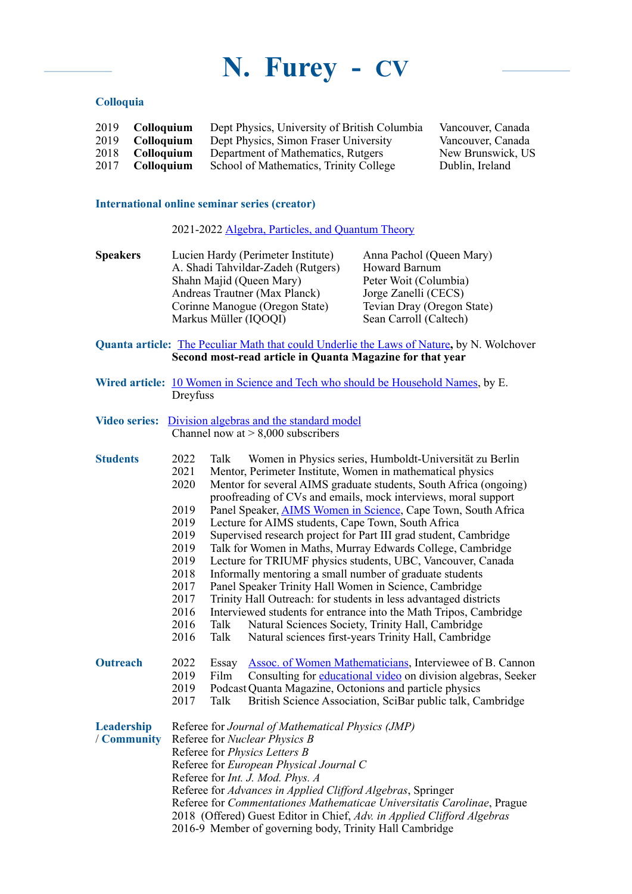# N. Furey - CV

### Colloquia

| | | | |
|---|---|---|---|
| 2019 | **Colloquium** | Dept Physics, University of British Columbia | Vancouver, Canada |
| 2019 | **Colloquium** | Dept Physics, Simon Fraser University | Vancouver, Canada |
| 2018 | **Colloquium** | Department of Mathematics, Rutgers | New Brunswick, US |
| 2017 | **Colloquium** | School of Mathematics, Trinity College | Dublin, Ireland |

### International online seminar series (creator)

2021-2022 Algebra, Particles, and Quantum Theory

**Speakers**

| | |
|---|---|
| Lucien Hardy (Perimeter Institute) | Anna Pachol (Queen Mary) |
| A. Shadi Tahvildar-Zadeh (Rutgers) | Howard Barnum |
| Shahn Majid (Queen Mary) | Peter Woit (Columbia) |
| Andreas Trautner (Max Planck) | Jorge Zanelli (CECS) |
| Corinne Manogue (Oregon State) | Tevian Dray (Oregon State) |
| Markus Müller (IQOQI) | Sean Carroll (Caltech) |

**Quanta article:** The Peculiar Math that could Underlie the Laws of Nature**,** by N. Wolchover
**Second most-read article in Quanta Magazine for that year**

**Wired article:** 10 Women in Science and Tech who should be Household Names, by E. Dreyfuss

**Video series:** Division algebras and the standard model
Channel now at > 8,000 subscribers

### Students

- 2022 Talk Women in Physics series, Humboldt-Universität zu Berlin
- 2021 Mentor, Perimeter Institute, Women in mathematical physics
- 2020 Mentor for several AIMS graduate students, South Africa (ongoing) proofreading of CVs and emails, mock interviews, moral support
- 2019 Panel Speaker, AIMS Women in Science, Cape Town, South Africa
- 2019 Lecture for AIMS students, Cape Town, South Africa
- 2019 Supervised research project for Part III grad student, Cambridge
- 2019 Talk for Women in Maths, Murray Edwards College, Cambridge
- 2019 Lecture for TRIUMF physics students, UBC, Vancouver, Canada
- 2018 Informally mentoring a small number of graduate students
- 2017 Panel Speaker Trinity Hall Women in Science, Cambridge
- 2017 Trinity Hall Outreach: for students in less advantaged districts
- 2016 Interviewed students for entrance into the Math Tripos, Cambridge
- 2016 Talk Natural Sciences Society, Trinity Hall, Cambridge
- 2016 Talk Natural sciences first-years Trinity Hall, Cambridge

### Outreach

- 2022 Essay Assoc. of Women Mathematicians, Interviewee of B. Cannon
- 2019 Film Consulting for educational video on division algebras, Seeker
- 2019 Podcast Quanta Magazine, Octonions and particle physics
- 2017 Talk British Science Association, SciBar public talk, Cambridge

### Leadership / Community

- Referee for *Journal of Mathematical Physics (JMP)*
- Referee for *Nuclear Physics B*
- Referee for *Physics Letters B*
- Referee for *European Physical Journal C*
- Referee for *Int. J. Mod. Phys. A*
- Referee for *Advances in Applied Clifford Algebras*, Springer
- Referee for *Commentationes Mathematicae Universitatis Carolinae*, Prague
- 2018 (Offered) Guest Editor in Chief, *Adv. in Applied Clifford Algebras*
- 2016-9 Member of governing body, Trinity Hall Cambridge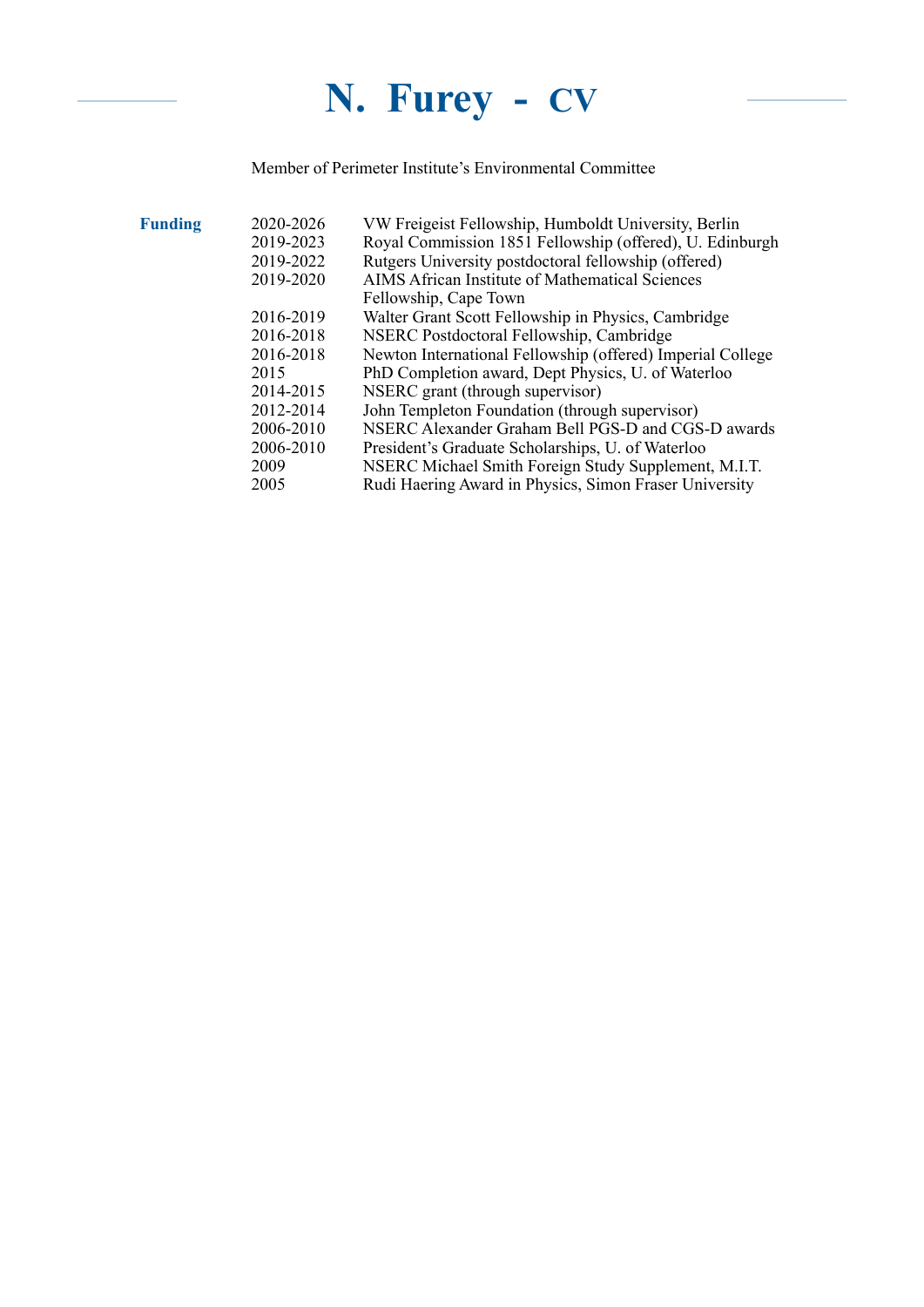# N. Furey - CV

Member of Perimeter Institute's Environmental Committee

## Funding

| | |
|---|---|
| 2020-2026 | VW Freigeist Fellowship, Humboldt University, Berlin |
| 2019-2023 | Royal Commission 1851 Fellowship (offered), U. Edinburgh |
| 2019-2022 | Rutgers University postdoctoral fellowship (offered) |
| 2019-2020 | AIMS African Institute of Mathematical Sciences Fellowship, Cape Town |
| 2016-2019 | Walter Grant Scott Fellowship in Physics, Cambridge |
| 2016-2018 | NSERC Postdoctoral Fellowship, Cambridge |
| 2016-2018 | Newton International Fellowship (offered) Imperial College |
| 2015 | PhD Completion award, Dept Physics, U. of Waterloo |
| 2014-2015 | NSERC grant (through supervisor) |
| 2012-2014 | John Templeton Foundation (through supervisor) |
| 2006-2010 | NSERC Alexander Graham Bell PGS-D and CGS-D awards |
| 2006-2010 | President's Graduate Scholarships, U. of Waterloo |
| 2009 | NSERC Michael Smith Foreign Study Supplement, M.I.T. |
| 2005 | Rudi Haering Award in Physics, Simon Fraser University |